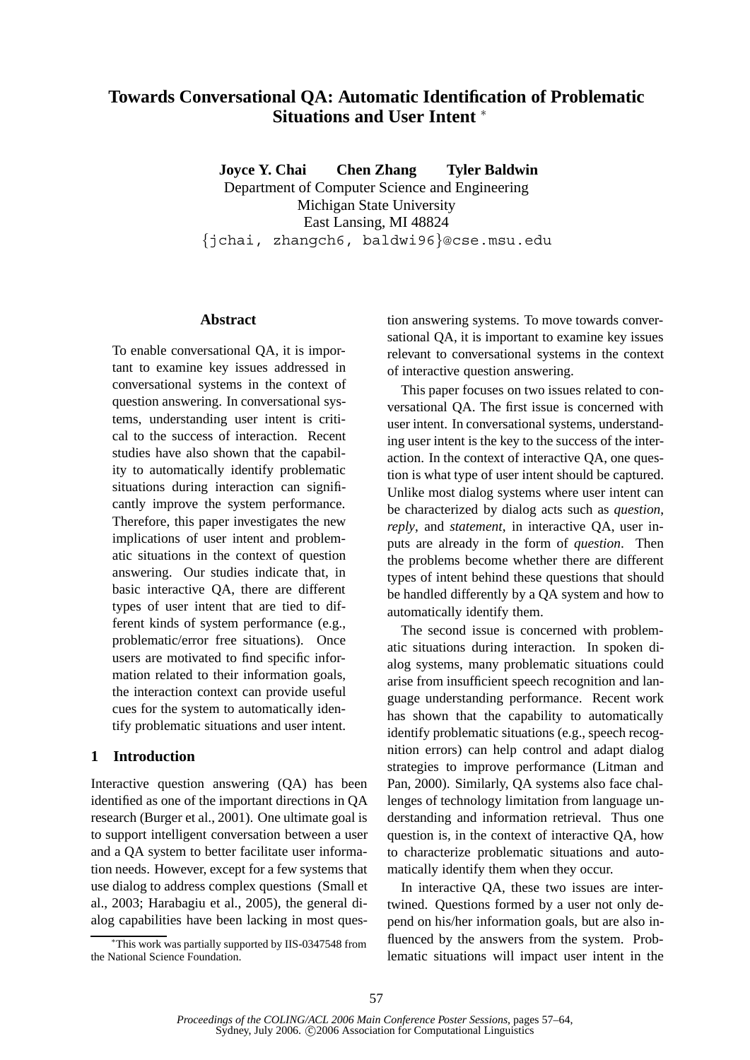# Towards Conversational QA: Automatic Identification of Problematic Situations and User Intent [*]

**Joyce Y. Chai    Chen Zhang    Tyler Baldwin**

Department of Computer Science and Engineering
Michigan State University
East Lansing, MI 48824
{jchai, zhangch6, baldwi96}@cse.msu.edu

## Abstract

To enable conversational QA, it is important to examine key issues addressed in conversational systems in the context of question answering. In conversational systems, understanding user intent is critical to the success of interaction. Recent studies have also shown that the capability to automatically identify problematic situations during interaction can significantly improve the system performance. Therefore, this paper investigates the new implications of user intent and problematic situations in the context of question answering. Our studies indicate that, in basic interactive QA, there are different types of user intent that are tied to different kinds of system performance (e.g., problematic/error free situations). Once users are motivated to find specific information related to their information goals, the interaction context can provide useful cues for the system to automatically identify problematic situations and user intent.

## 1 Introduction

Interactive question answering (QA) has been identified as one of the important directions in QA research (Burger et al., 2001). One ultimate goal is to support intelligent conversation between a user and a QA system to better facilitate user information needs. However, except for a few systems that use dialog to address complex questions (Small et al., 2003; Harabagiu et al., 2005), the general dialog capabilities have been lacking in most question answering systems. To move towards conversational QA, it is important to examine key issues relevant to conversational systems in the context of interactive question answering.

This paper focuses on two issues related to conversational QA. The first issue is concerned with user intent. In conversational systems, understanding user intent is the key to the success of the interaction. In the context of interactive QA, one question is what type of user intent should be captured. Unlike most dialog systems where user intent can be characterized by dialog acts such as *question*, *reply*, and *statement*, in interactive QA, user inputs are already in the form of *question*. Then the problems become whether there are different types of intent behind these questions that should be handled differently by a QA system and how to automatically identify them.

The second issue is concerned with problematic situations during interaction. In spoken dialog systems, many problematic situations could arise from insufficient speech recognition and language understanding performance. Recent work has shown that the capability to automatically identify problematic situations (e.g., speech recognition errors) can help control and adapt dialog strategies to improve performance (Litman and Pan, 2000). Similarly, QA systems also face challenges of technology limitation from language understanding and information retrieval. Thus one question is, in the context of interactive QA, how to characterize problematic situations and automatically identify them when they occur.

In interactive QA, these two issues are intertwined. Questions formed by a user not only depend on his/her information goals, but are also influenced by the answers from the system. Problematic situations will impact user intent in the

[*] This work was partially supported by IIS-0347548 from the National Science Foundation.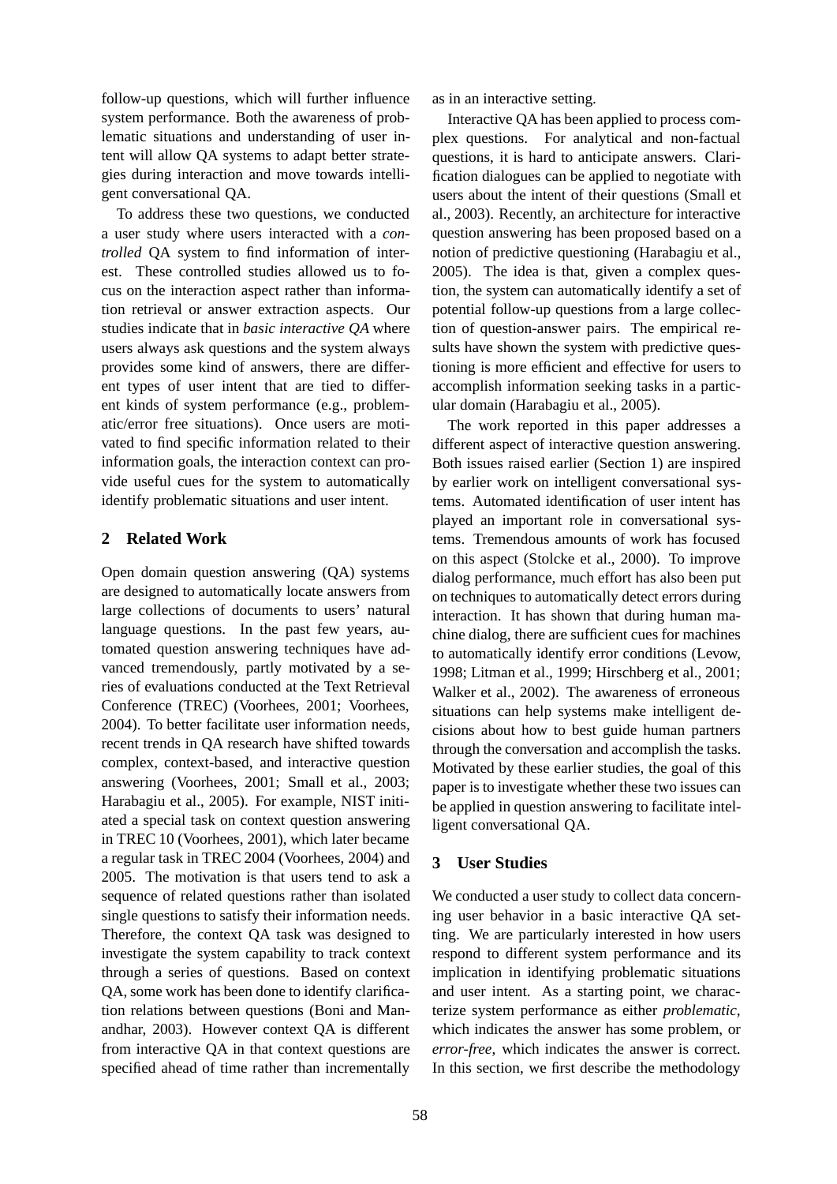follow-up questions, which will further influence system performance. Both the awareness of problematic situations and understanding of user intent will allow QA systems to adapt better strategies during interaction and move towards intelligent conversational QA.

To address these two questions, we conducted a user study where users interacted with a *controlled* QA system to find information of interest. These controlled studies allowed us to focus on the interaction aspect rather than information retrieval or answer extraction aspects. Our studies indicate that in *basic interactive QA* where users always ask questions and the system always provides some kind of answers, there are different types of user intent that are tied to different kinds of system performance (e.g., problematic/error free situations). Once users are motivated to find specific information related to their information goals, the interaction context can provide useful cues for the system to automatically identify problematic situations and user intent.

## 2 Related Work

Open domain question answering (QA) systems are designed to automatically locate answers from large collections of documents to users' natural language questions. In the past few years, automated question answering techniques have advanced tremendously, partly motivated by a series of evaluations conducted at the Text Retrieval Conference (TREC) (Voorhees, 2001; Voorhees, 2004). To better facilitate user information needs, recent trends in QA research have shifted towards complex, context-based, and interactive question answering (Voorhees, 2001; Small et al., 2003; Harabagiu et al., 2005). For example, NIST initiated a special task on context question answering in TREC 10 (Voorhees, 2001), which later became a regular task in TREC 2004 (Voorhees, 2004) and 2005. The motivation is that users tend to ask a sequence of related questions rather than isolated single questions to satisfy their information needs. Therefore, the context QA task was designed to investigate the system capability to track context through a series of questions. Based on context QA, some work has been done to identify clarification relations between questions (Boni and Manandhar, 2003). However context QA is different from interactive QA in that context questions are specified ahead of time rather than incrementally as in an interactive setting.

Interactive QA has been applied to process complex questions. For analytical and non-factual questions, it is hard to anticipate answers. Clarification dialogues can be applied to negotiate with users about the intent of their questions (Small et al., 2003). Recently, an architecture for interactive question answering has been proposed based on a notion of predictive questioning (Harabagiu et al., 2005). The idea is that, given a complex question, the system can automatically identify a set of potential follow-up questions from a large collection of question-answer pairs. The empirical results have shown the system with predictive questioning is more efficient and effective for users to accomplish information seeking tasks in a particular domain (Harabagiu et al., 2005).

The work reported in this paper addresses a different aspect of interactive question answering. Both issues raised earlier (Section 1) are inspired by earlier work on intelligent conversational systems. Automated identification of user intent has played an important role in conversational systems. Tremendous amounts of work has focused on this aspect (Stolcke et al., 2000). To improve dialog performance, much effort has also been put on techniques to automatically detect errors during interaction. It has shown that during human machine dialog, there are sufficient cues for machines to automatically identify error conditions (Levow, 1998; Litman et al., 1999; Hirschberg et al., 2001; Walker et al., 2002). The awareness of erroneous situations can help systems make intelligent decisions about how to best guide human partners through the conversation and accomplish the tasks. Motivated by these earlier studies, the goal of this paper is to investigate whether these two issues can be applied in question answering to facilitate intelligent conversational QA.

## 3 User Studies

We conducted a user study to collect data concerning user behavior in a basic interactive QA setting. We are particularly interested in how users respond to different system performance and its implication in identifying problematic situations and user intent. As a starting point, we characterize system performance as either *problematic*, which indicates the answer has some problem, or *error-free*, which indicates the answer is correct. In this section, we first describe the methodology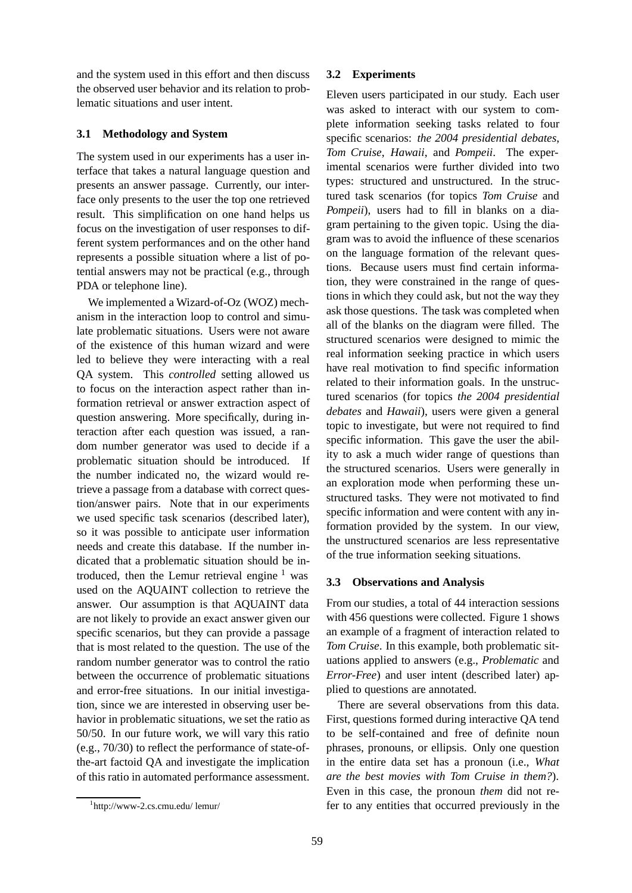and the system used in this effort and then discuss the observed user behavior and its relation to problematic situations and user intent.

### 3.1 Methodology and System

The system used in our experiments has a user interface that takes a natural language question and presents an answer passage. Currently, our interface only presents to the user the top one retrieved result. This simplification on one hand helps us focus on the investigation of user responses to different system performances and on the other hand represents a possible situation where a list of potential answers may not be practical (e.g., through PDA or telephone line).

We implemented a Wizard-of-Oz (WOZ) mechanism in the interaction loop to control and simulate problematic situations. Users were not aware of the existence of this human wizard and were led to believe they were interacting with a real QA system. This *controlled* setting allowed us to focus on the interaction aspect rather than information retrieval or answer extraction aspect of question answering. More specifically, during interaction after each question was issued, a random number generator was used to decide if a problematic situation should be introduced. If the number indicated no, the wizard would retrieve a passage from a database with correct question/answer pairs. Note that in our experiments we used specific task scenarios (described later), so it was possible to anticipate user information needs and create this database. If the number indicated that a problematic situation should be introduced, then the Lemur retrieval engine [1] was used on the AQUAINT collection to retrieve the answer. Our assumption is that AQUAINT data are not likely to provide an exact answer given our specific scenarios, but they can provide a passage that is most related to the question. The use of the random number generator was to control the ratio between the occurrence of problematic situations and error-free situations. In our initial investigation, since we are interested in observing user behavior in problematic situations, we set the ratio as 50/50. In our future work, we will vary this ratio (e.g., 70/30) to reflect the performance of state-of-the-art factoid QA and investigate the implication of this ratio in automated performance assessment.

[1] http://www-2.cs.cmu.edu/ lemur/

### 3.2 Experiments

Eleven users participated in our study. Each user was asked to interact with our system to complete information seeking tasks related to four specific scenarios: *the 2004 presidential debates*, *Tom Cruise*, *Hawaii*, and *Pompeii*. The experimental scenarios were further divided into two types: structured and unstructured. In the structured task scenarios (for topics *Tom Cruise* and *Pompeii*), users had to fill in blanks on a diagram pertaining to the given topic. Using the diagram was to avoid the influence of these scenarios on the language formation of the relevant questions. Because users must find certain information, they were constrained in the range of questions in which they could ask, but not the way they ask those questions. The task was completed when all of the blanks on the diagram were filled. The structured scenarios were designed to mimic the real information seeking practice in which users have real motivation to find specific information related to their information goals. In the unstructured scenarios (for topics *the 2004 presidential debates* and *Hawaii*), users were given a general topic to investigate, but were not required to find specific information. This gave the user the ability to ask a much wider range of questions than the structured scenarios. Users were generally in an exploration mode when performing these unstructured tasks. They were not motivated to find specific information and were content with any information provided by the system. In our view, the unstructured scenarios are less representative of the true information seeking situations.

### 3.3 Observations and Analysis

From our studies, a total of 44 interaction sessions with 456 questions were collected. Figure 1 shows an example of a fragment of interaction related to *Tom Cruise*. In this example, both problematic situations applied to answers (e.g., *Problematic* and *Error-Free*) and user intent (described later) applied to questions are annotated.

There are several observations from this data. First, questions formed during interactive QA tend to be self-contained and free of definite noun phrases, pronouns, or ellipsis. Only one question in the entire data set has a pronoun (i.e., *What are the best movies with Tom Cruise in them?*). Even in this case, the pronoun *them* did not refer to any entities that occurred previously in the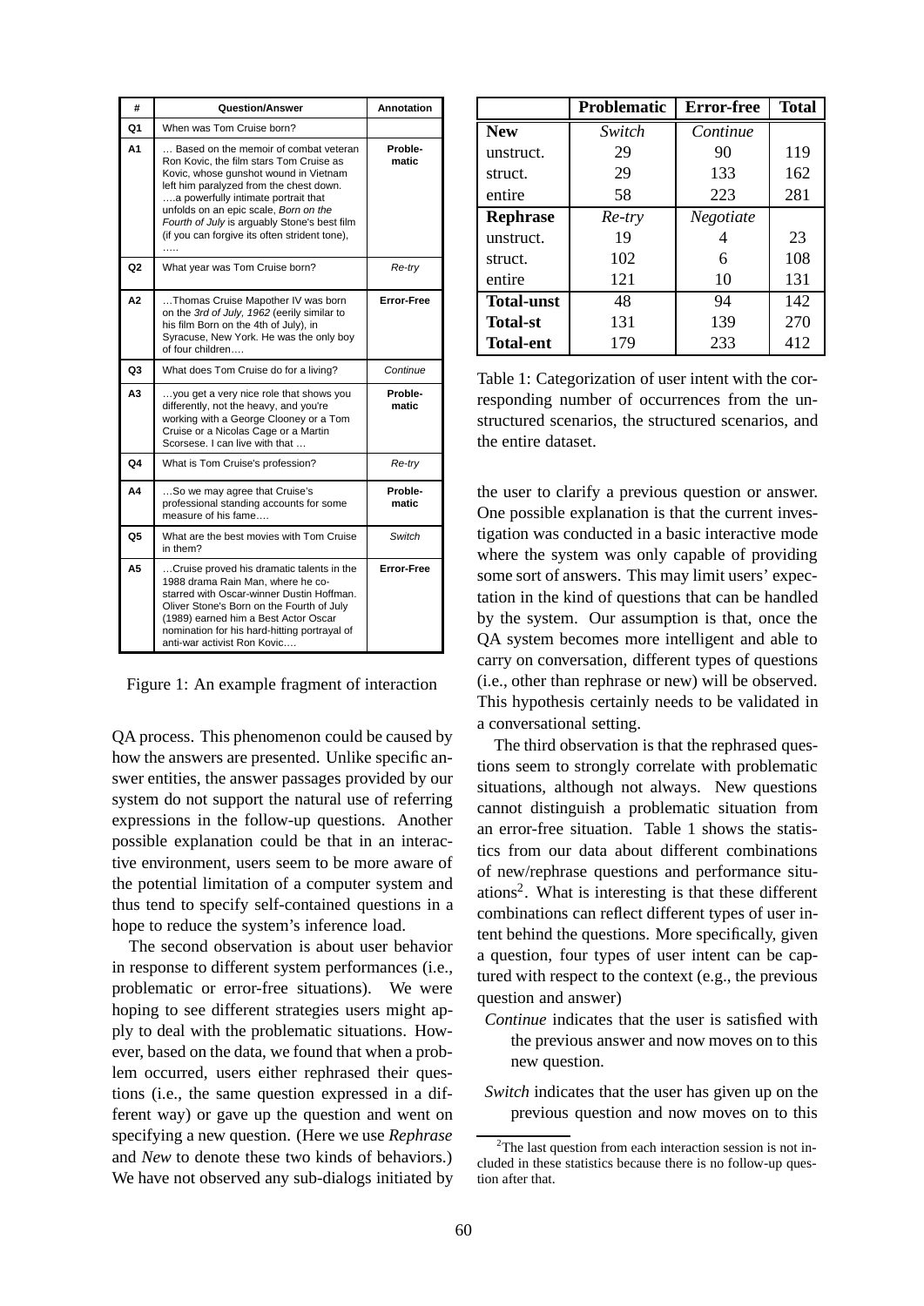| # | Question/Answer | Annotation |
|---|---|---|
| Q1 | When was Tom Cruise born? | |
| A1 | … Based on the memoir of combat veteran Ron Kovic, the film stars Tom Cruise as Kovic, whose gunshot wound in Vietnam left him paralyzed from the chest down. ….a powerfully intimate portrait that unfolds on an epic scale, *Born on the Fourth of July* is arguably Stone's best film (if you can forgive its often strident tone), ….. | Proble-matic |
| Q2 | What year was Tom Cruise born? | *Re-try* |
| A2 | …Thomas Cruise Mapother IV was born on the *3rd of July, 1962* (eerily similar to his film Born on the 4th of July), in Syracuse, New York. He was the only boy of four children…. | Error-Free |
| Q3 | What does Tom Cruise do for a living? | *Continue* |
| A3 | …you get a very nice role that shows you differently, not the heavy, and you're working with a George Clooney or a Tom Cruise or a Nicolas Cage or a Martin Scorsese. I can live with that … | Proble-matic |
| Q4 | What is Tom Cruise's profession? | *Re-try* |
| A4 | …So we may agree that Cruise's professional standing accounts for some measure of his fame…. | Proble-matic |
| Q5 | What are the best movies with Tom Cruise in them? | *Switch* |
| A5 | …Cruise proved his dramatic talents in the 1988 drama Rain Man, where he co-starred with Oscar-winner Dustin Hoffman. Oliver Stone's Born on the Fourth of July (1989) earned him a Best Actor Oscar nomination for his hard-hitting portrayal of anti-war activist Ron Kovic…. | Error-Free |

Figure 1: An example fragment of interaction

QA process. This phenomenon could be caused by how the answers are presented. Unlike specific answer entities, the answer passages provided by our system do not support the natural use of referring expressions in the follow-up questions. Another possible explanation could be that in an interactive environment, users seem to be more aware of the potential limitation of a computer system and thus tend to specify self-contained questions in a hope to reduce the system's inference load.

The second observation is about user behavior in response to different system performances (i.e., problematic or error-free situations). We were hoping to see different strategies users might apply to deal with the problematic situations. However, based on the data, we found that when a problem occurred, users either rephrased their questions (i.e., the same question expressed in a different way) or gave up the question and went on specifying a new question. (Here we use *Rephrase* and *New* to denote these two kinds of behaviors.) We have not observed any sub-dialogs initiated by the user to clarify a previous question or answer. One possible explanation is that the current investigation was conducted in a basic interactive mode where the system was only capable of providing some sort of answers. This may limit users' expectation in the kind of questions that can be handled by the system. Our assumption is that, once the QA system becomes more intelligent and able to carry on conversation, different types of questions (i.e., other than rephrase or new) will be observed. This hypothesis certainly needs to be validated in a conversational setting.

| | **Problematic** | **Error-free** | **Total** |
|---|---|---|---|
| **New** | *Switch* | *Continue* | |
| unstruct. | 29 | 90 | 119 |
| struct. | 29 | 133 | 162 |
| entire | 58 | 223 | 281 |
| **Rephrase** | *Re-try* | *Negotiate* | |
| unstruct. | 19 | 4 | 23 |
| struct. | 102 | 6 | 108 |
| entire | 121 | 10 | 131 |
| **Total-unst** | 48 | 94 | 142 |
| **Total-st** | 131 | 139 | 270 |
| **Total-ent** | 179 | 233 | 412 |

Table 1: Categorization of user intent with the corresponding number of occurrences from the unstructured scenarios, the structured scenarios, and the entire dataset.

The third observation is that the rephrased questions seem to strongly correlate with problematic situations, although not always. New questions cannot distinguish a problematic situation from an error-free situation. Table 1 shows the statistics from our data about different combinations of new/rephrase questions and performance situations[2]. What is interesting is that these different combinations can reflect different types of user intent behind the questions. More specifically, given a question, four types of user intent can be captured with respect to the context (e.g., the previous question and answer)

*Continue* indicates that the user is satisfied with the previous answer and now moves on to this new question.

*Switch* indicates that the user has given up on the previous question and now moves on to this

[2]The last question from each interaction session is not included in these statistics because there is no follow-up question after that.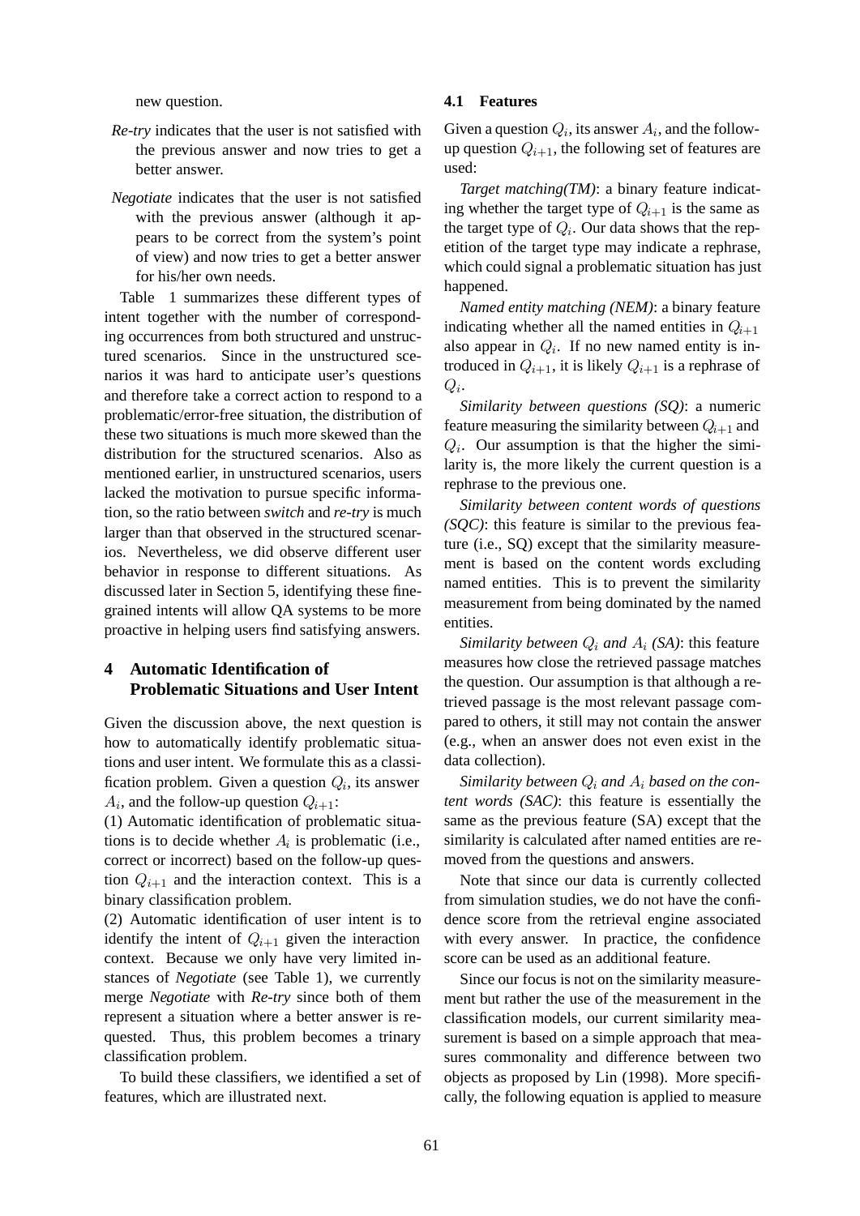new question.

*Re-try* indicates that the user is not satisfied with the previous answer and now tries to get a better answer.

*Negotiate* indicates that the user is not satisfied with the previous answer (although it appears to be correct from the system's point of view) and now tries to get a better answer for his/her own needs.

Table 1 summarizes these different types of intent together with the number of corresponding occurrences from both structured and unstructured scenarios. Since in the unstructured scenarios it was hard to anticipate user's questions and therefore take a correct action to respond to a problematic/error-free situation, the distribution of these two situations is much more skewed than the distribution for the structured scenarios. Also as mentioned earlier, in unstructured scenarios, users lacked the motivation to pursue specific information, so the ratio between *switch* and *re-try* is much larger than that observed in the structured scenarios. Nevertheless, we did observe different user behavior in response to different situations. As discussed later in Section 5, identifying these fine-grained intents will allow QA systems to be more proactive in helping users find satisfying answers.

## 4 Automatic Identification of Problematic Situations and User Intent

Given the discussion above, the next question is how to automatically identify problematic situations and user intent. We formulate this as a classification problem. Given a question $Q_i$, its answer $A_i$, and the follow-up question $Q_{i+1}$:

(1) Automatic identification of problematic situations is to decide whether $A_i$ is problematic (i.e., correct or incorrect) based on the follow-up question $Q_{i+1}$ and the interaction context. This is a binary classification problem.

(2) Automatic identification of user intent is to identify the intent of $Q_{i+1}$ given the interaction context. Because we only have very limited instances of *Negotiate* (see Table 1), we currently merge *Negotiate* with *Re-try* since both of them represent a situation where a better answer is requested. Thus, this problem becomes a trinary classification problem.

To build these classifiers, we identified a set of features, which are illustrated next.

### 4.1 Features

Given a question $Q_i$, its answer $A_i$, and the follow-up question $Q_{i+1}$, the following set of features are used:

*Target matching(TM)*: a binary feature indicating whether the target type of $Q_{i+1}$ is the same as the target type of $Q_i$. Our data shows that the repetition of the target type may indicate a rephrase, which could signal a problematic situation has just happened.

*Named entity matching (NEM)*: a binary feature indicating whether all the named entities in $Q_{i+1}$ also appear in $Q_i$. If no new named entity is introduced in $Q_{i+1}$, it is likely $Q_{i+1}$ is a rephrase of $Q_i$.

*Similarity between questions (SQ)*: a numeric feature measuring the similarity between $Q_{i+1}$ and $Q_i$. Our assumption is that the higher the similarity is, the more likely the current question is a rephrase to the previous one.

*Similarity between content words of questions (SQC)*: this feature is similar to the previous feature (i.e., SQ) except that the similarity measurement is based on the content words excluding named entities. This is to prevent the similarity measurement from being dominated by the named entities.

*Similarity between $Q_i$ and $A_i$ (SA)*: this feature measures how close the retrieved passage matches the question. Our assumption is that although a retrieved passage is the most relevant passage compared to others, it still may not contain the answer (e.g., when an answer does not even exist in the data collection).

*Similarity between $Q_i$ and $A_i$ based on the content words (SAC)*: this feature is essentially the same as the previous feature (SA) except that the similarity is calculated after named entities are removed from the questions and answers.

Note that since our data is currently collected from simulation studies, we do not have the confidence score from the retrieval engine associated with every answer. In practice, the confidence score can be used as an additional feature.

Since our focus is not on the similarity measurement but rather the use of the measurement in the classification models, our current similarity measurement is based on a simple approach that measures commonality and difference between two objects as proposed by Lin (1998). More specifically, the following equation is applied to measure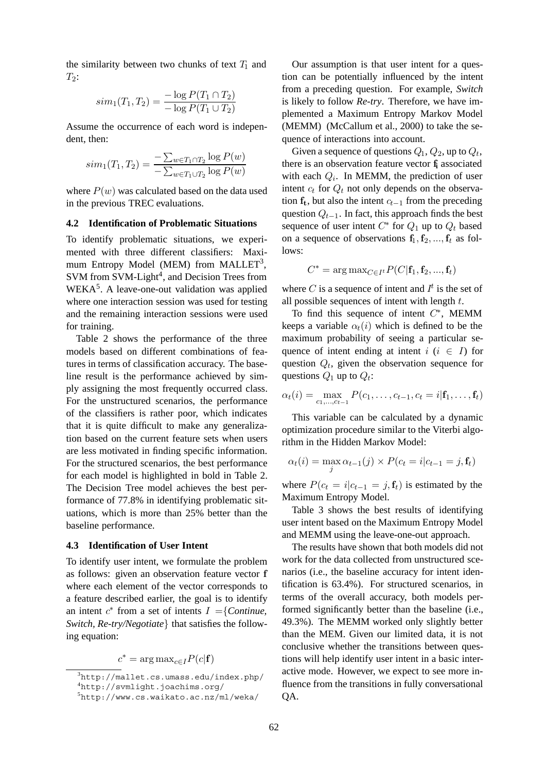the similarity between two chunks of text $T_1$ and $T_2$:

$$sim_1(T_1, T_2) = \frac{-\log P(T_1 \cap T_2)}{-\log P(T_1 \cup T_2)}$$

Assume the occurrence of each word is independent, then:

$$sim_1(T_1, T_2) = \frac{-\sum_{w \in T_1 \cap T_2} \log P(w)}{-\sum_{w \in T_1 \cup T_2} \log P(w)}$$

where $P(w)$ was calculated based on the data used in the previous TREC evaluations.

### 4.2 Identification of Problematic Situations

To identify problematic situations, we experimented with three different classifiers: Maximum Entropy Model (MEM) from MALLET[3], SVM from SVM-Light[4], and Decision Trees from WEKA[5]. A leave-one-out validation was applied where one interaction session was used for testing and the remaining interaction sessions were used for training.

Table 2 shows the performance of the three models based on different combinations of features in terms of classification accuracy. The baseline result is the performance achieved by simply assigning the most frequently occurred class. For the unstructured scenarios, the performance of the classifiers is rather poor, which indicates that it is quite difficult to make any generalization based on the current feature sets when users are less motivated in finding specific information. For the structured scenarios, the best performance for each model is highlighted in bold in Table 2. The Decision Tree model achieves the best performance of 77.8% in identifying problematic situations, which is more than 25% better than the baseline performance.

### 4.3 Identification of User Intent

To identify user intent, we formulate the problem as follows: given an observation feature vector $\mathbf{f}$ where each element of the vector corresponds to a feature described earlier, the goal is to identify an intent $c^*$ from a set of intents $I$ ={*Continue, Switch, Re-try/Negotiate*} that satisfies the following equation:

$$c^* = \arg\max_{c \in I} P(c|\mathbf{f})$$

Our assumption is that user intent for a question can be potentially influenced by the intent from a preceding question. For example, *Switch* is likely to follow *Re-try*. Therefore, we have implemented a Maximum Entropy Markov Model (MEMM) (McCallum et al., 2000) to take the sequence of interactions into account.

Given a sequence of questions $Q_1, Q_2$, up to $Q_t$, there is an observation feature vector $\mathbf{f_i}$ associated with each $Q_i$. In MEMM, the prediction of user intent $c_t$ for $Q_t$ not only depends on the observation $\mathbf{f_t}$, but also the intent $c_{t-1}$ from the preceding question $Q_{t-1}$. In fact, this approach finds the best sequence of user intent $C^*$ for $Q_1$ up to $Q_t$ based on a sequence of observations $\mathbf{f}_1, \mathbf{f}_2, ..., \mathbf{f}_t$ as follows:

$$C^* = \arg\max_{C \in I^t} P(C|\mathbf{f}_1, \mathbf{f}_2, ..., \mathbf{f}_t)$$

where $C$ is a sequence of intent and $I^t$ is the set of all possible sequences of intent with length $t$.

To find this sequence of intent $C^*$, MEMM keeps a variable $\alpha_t(i)$ which is defined to be the maximum probability of seeing a particular sequence of intent ending at intent $i$ ($i \in I$) for question $Q_t$, given the observation sequence for questions $Q_1$ up to $Q_t$:

$$\alpha_t(i) = \max_{c_1,\ldots,c_{t-1}} P(c_1, \ldots, c_{t-1}, c_t = i|\mathbf{f}_1, \ldots, \mathbf{f}_t)$$

This variable can be calculated by a dynamic optimization procedure similar to the Viterbi algorithm in the Hidden Markov Model:

$$\alpha_t(i) = \max_j \alpha_{t-1}(j) \times P(c_t = i|c_{t-1} = j, \mathbf{f}_t)$$

where $P(c_t = i|c_{t-1} = j, \mathbf{f}_t)$ is estimated by the Maximum Entropy Model.

Table 3 shows the best results of identifying user intent based on the Maximum Entropy Model and MEMM using the leave-one-out approach.

The results have shown that both models did not work for the data collected from unstructured scenarios (i.e., the baseline accuracy for intent identification is 63.4%). For structured scenarios, in terms of the overall accuracy, both models performed significantly better than the baseline (i.e., 49.3%). The MEMM worked only slightly better than the MEM. Given our limited data, it is not conclusive whether the transitions between questions will help identify user intent in a basic interactive mode. However, we expect to see more influence from the transitions in fully conversational QA.

[3] http://mallet.cs.umass.edu/index.php/

[4] http://svmlight.joachims.org/

[5] http://www.cs.waikato.ac.nz/ml/weka/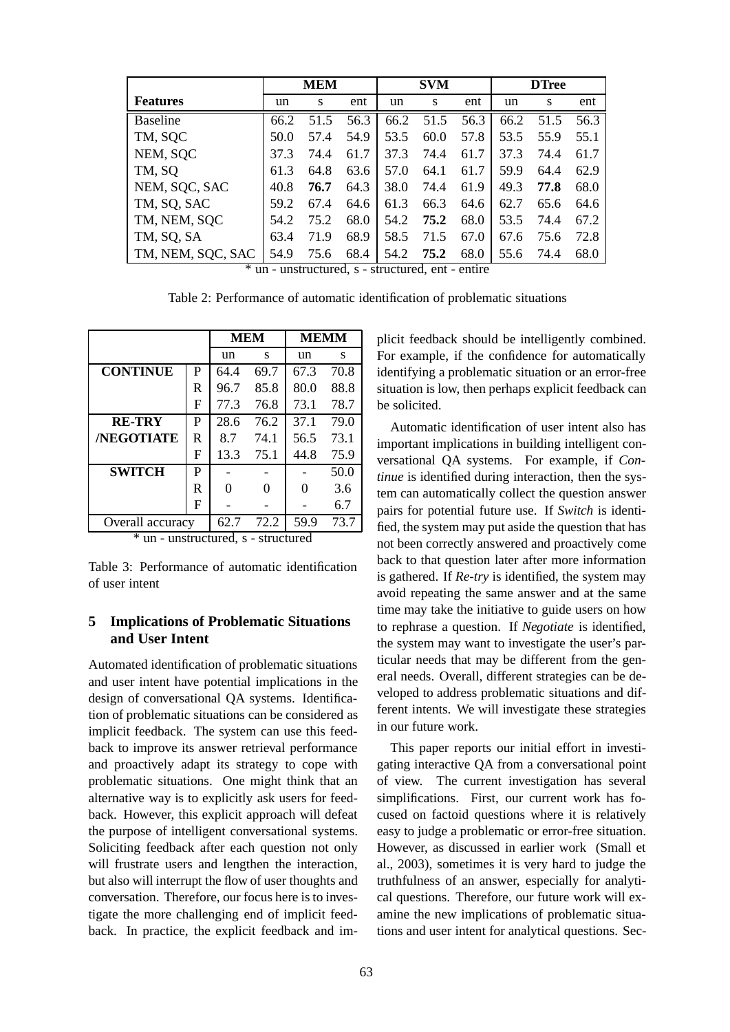| Features | MEM | | | SVM | | | DTree | | |
|---|---|---|---|---|---|---|---|---|---|
| | un | s | ent | un | s | ent | un | s | ent |
| Baseline | 66.2 | 51.5 | 56.3 | 66.2 | 51.5 | 56.3 | 66.2 | 51.5 | 56.3 |
| TM, SQC | 50.0 | 57.4 | 54.9 | 53.5 | 60.0 | 57.8 | 53.5 | 55.9 | 55.1 |
| NEM, SQC | 37.3 | 74.4 | 61.7 | 37.3 | 74.4 | 61.7 | 37.3 | 74.4 | 61.7 |
| TM, SQ | 61.3 | 64.8 | 63.6 | 57.0 | 64.1 | 61.7 | 59.9 | 64.4 | 62.9 |
| NEM, SQC, SAC | 40.8 | **76.7** | 64.3 | 38.0 | 74.4 | 61.9 | 49.3 | **77.8** | 68.0 |
| TM, SQ, SAC | 59.2 | 67.4 | 64.6 | 61.3 | 66.3 | 64.6 | 62.7 | 65.6 | 64.6 |
| TM, NEM, SQC | 54.2 | 75.2 | 68.0 | 54.2 | **75.2** | 68.0 | 53.5 | 74.4 | 67.2 |
| TM, SQ, SA | 63.4 | 71.9 | 68.9 | 58.5 | 71.5 | 67.0 | 67.6 | 75.6 | 72.8 |
| TM, NEM, SQC, SAC | 54.9 | 75.6 | 68.4 | 54.2 | **75.2** | 68.0 | 55.6 | 74.4 | 68.0 |

* un - unstructured, s - structured, ent - entire

Table 2: Performance of automatic identification of problematic situations

| | | MEM | | MEMM | |
|---|---|---|---|---|---|
| | | un | s | un | s |
| **CONTINUE** | P | 64.4 | 69.7 | 67.3 | 70.8 |
| | R | 96.7 | 85.8 | 80.0 | 88.8 |
| | F | 77.3 | 76.8 | 73.1 | 78.7 |
| **RE-TRY /NEGOTIATE** | P | 28.6 | 76.2 | 37.1 | 79.0 |
| | R | 8.7 | 74.1 | 56.5 | 73.1 |
| | F | 13.3 | 75.1 | 44.8 | 75.9 |
| **SWITCH** | P | - | - | - | 50.0 |
| | R | 0 | 0 | 0 | 3.6 |
| | F | - | - | - | 6.7 |
| Overall accuracy | | 62.7 | 72.2 | 59.9 | 73.7 |

* un - unstructured, s - structured

Table 3: Performance of automatic identification of user intent

## 5 Implications of Problematic Situations and User Intent

Automated identification of problematic situations and user intent have potential implications in the design of conversational QA systems. Identification of problematic situations can be considered as implicit feedback. The system can use this feedback to improve its answer retrieval performance and proactively adapt its strategy to cope with problematic situations. One might think that an alternative way is to explicitly ask users for feedback. However, this explicit approach will defeat the purpose of intelligent conversational systems. Soliciting feedback after each question not only will frustrate users and lengthen the interaction, but also will interrupt the flow of user thoughts and conversation. Therefore, our focus here is to investigate the more challenging end of implicit feedback. In practice, the explicit feedback and implicit feedback should be intelligently combined. For example, if the confidence for automatically identifying a problematic situation or an error-free situation is low, then perhaps explicit feedback can be solicited.

Automatic identification of user intent also has important implications in building intelligent conversational QA systems. For example, if *Continue* is identified during interaction, then the system can automatically collect the question answer pairs for potential future use. If *Switch* is identified, the system may put aside the question that has not been correctly answered and proactively come back to that question later after more information is gathered. If *Re-try* is identified, the system may avoid repeating the same answer and at the same time may take the initiative to guide users on how to rephrase a question. If *Negotiate* is identified, the system may want to investigate the user's particular needs that may be different from the general needs. Overall, different strategies can be developed to address problematic situations and different intents. We will investigate these strategies in our future work.

This paper reports our initial effort in investigating interactive QA from a conversational point of view. The current investigation has several simplifications. First, our current work has focused on factoid questions where it is relatively easy to judge a problematic or error-free situation. However, as discussed in earlier work (Small et al., 2003), sometimes it is very hard to judge the truthfulness of an answer, especially for analytical questions. Therefore, our future work will examine the new implications of problematic situations and user intent for analytical questions. Sec-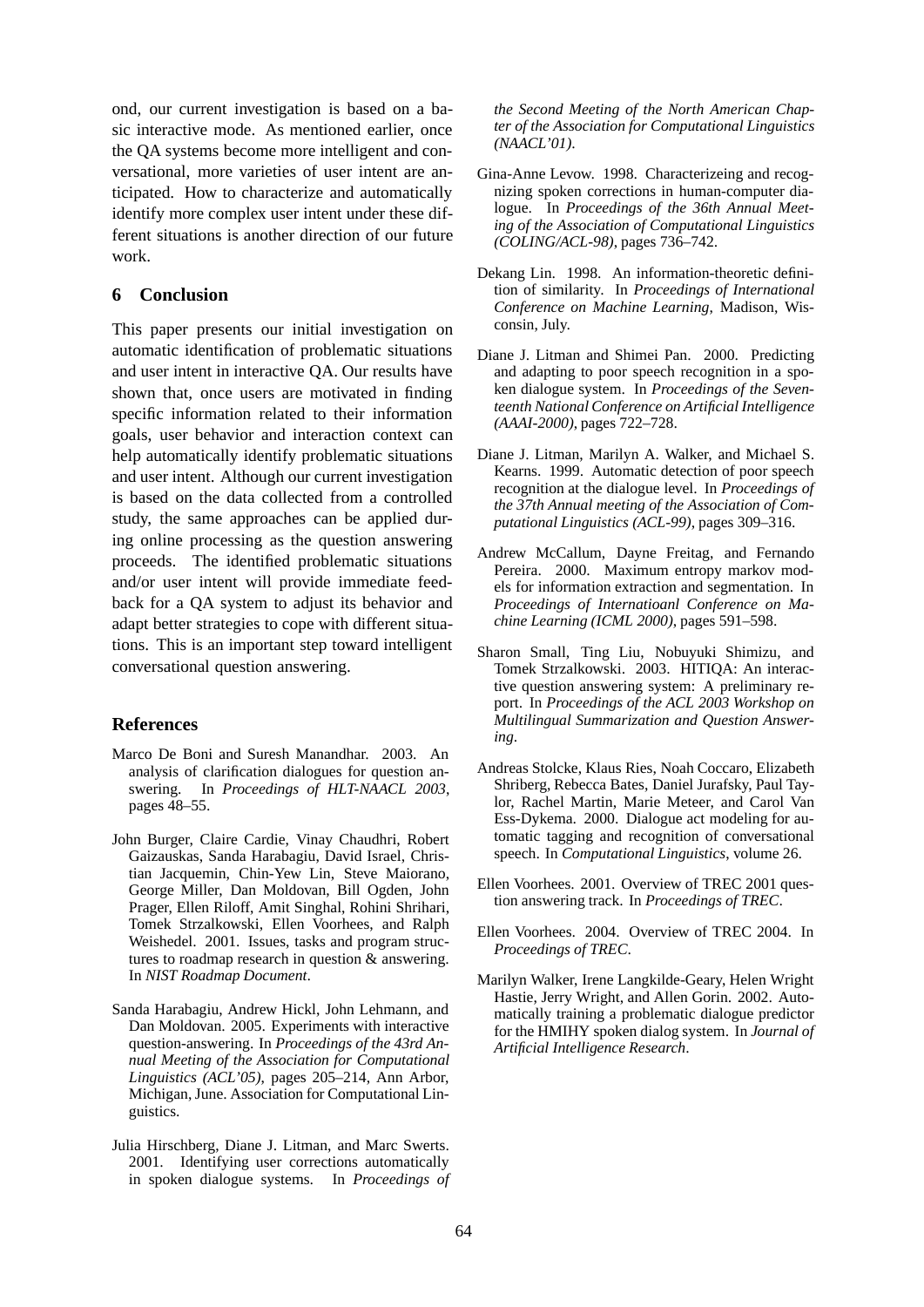ond, our current investigation is based on a basic interactive mode. As mentioned earlier, once the QA systems become more intelligent and conversational, more varieties of user intent are anticipated. How to characterize and automatically identify more complex user intent under these different situations is another direction of our future work.

## 6 Conclusion

This paper presents our initial investigation on automatic identification of problematic situations and user intent in interactive QA. Our results have shown that, once users are motivated in finding specific information related to their information goals, user behavior and interaction context can help automatically identify problematic situations and user intent. Although our current investigation is based on the data collected from a controlled study, the same approaches can be applied during online processing as the question answering proceeds. The identified problematic situations and/or user intent will provide immediate feedback for a QA system to adjust its behavior and adapt better strategies to cope with different situations. This is an important step toward intelligent conversational question answering.

## References

Marco De Boni and Suresh Manandhar. 2003. An analysis of clarification dialogues for question answering. In *Proceedings of HLT-NAACL 2003*, pages 48–55.

John Burger, Claire Cardie, Vinay Chaudhri, Robert Gaizauskas, Sanda Harabagiu, David Israel, Christian Jacquemin, Chin-Yew Lin, Steve Maiorano, George Miller, Dan Moldovan, Bill Ogden, John Prager, Ellen Riloff, Amit Singhal, Rohini Shrihari, Tomek Strzalkowski, Ellen Voorhees, and Ralph Weishedel. 2001. Issues, tasks and program structures to roadmap research in question & answering. In *NIST Roadmap Document*.

Sanda Harabagiu, Andrew Hickl, John Lehmann, and Dan Moldovan. 2005. Experiments with interactive question-answering. In *Proceedings of the 43rd Annual Meeting of the Association for Computational Linguistics (ACL'05)*, pages 205–214, Ann Arbor, Michigan, June. Association for Computational Linguistics.

Julia Hirschberg, Diane J. Litman, and Marc Swerts. 2001. Identifying user corrections automatically in spoken dialogue systems. In *Proceedings of the Second Meeting of the North American Chapter of the Association for Computational Linguistics (NAACL'01)*.

Gina-Anne Levow. 1998. Characterizeing and recognizing spoken corrections in human-computer dialogue. In *Proceedings of the 36th Annual Meeting of the Association of Computational Linguistics (COLING/ACL-98)*, pages 736–742.

Dekang Lin. 1998. An information-theoretic definition of similarity. In *Proceedings of International Conference on Machine Learning*, Madison, Wisconsin, July.

Diane J. Litman and Shimei Pan. 2000. Predicting and adapting to poor speech recognition in a spoken dialogue system. In *Proceedings of the Seventeenth National Conference on Artificial Intelligence (AAAI-2000)*, pages 722–728.

Diane J. Litman, Marilyn A. Walker, and Michael S. Kearns. 1999. Automatic detection of poor speech recognition at the dialogue level. In *Proceedings of the 37th Annual meeting of the Association of Computational Linguistics (ACL-99)*, pages 309–316.

Andrew McCallum, Dayne Freitag, and Fernando Pereira. 2000. Maximum entropy markov models for information extraction and segmentation. In *Proceedings of Internatioanl Conference on Machine Learning (ICML 2000)*, pages 591–598.

Sharon Small, Ting Liu, Nobuyuki Shimizu, and Tomek Strzalkowski. 2003. HITIQA: An interactive question answering system: A preliminary report. In *Proceedings of the ACL 2003 Workshop on Multilingual Summarization and Question Answering*.

Andreas Stolcke, Klaus Ries, Noah Coccaro, Elizabeth Shriberg, Rebecca Bates, Daniel Jurafsky, Paul Taylor, Rachel Martin, Marie Meteer, and Carol Van Ess-Dykema. 2000. Dialogue act modeling for automatic tagging and recognition of conversational speech. In *Computational Linguistics*, volume 26.

Ellen Voorhees. 2001. Overview of TREC 2001 question answering track. In *Proceedings of TREC*.

Ellen Voorhees. 2004. Overview of TREC 2004. In *Proceedings of TREC*.

Marilyn Walker, Irene Langkilde-Geary, Helen Wright Hastie, Jerry Wright, and Allen Gorin. 2002. Automatically training a problematic dialogue predictor for the HMIHY spoken dialog system. In *Journal of Artificial Intelligence Research*.